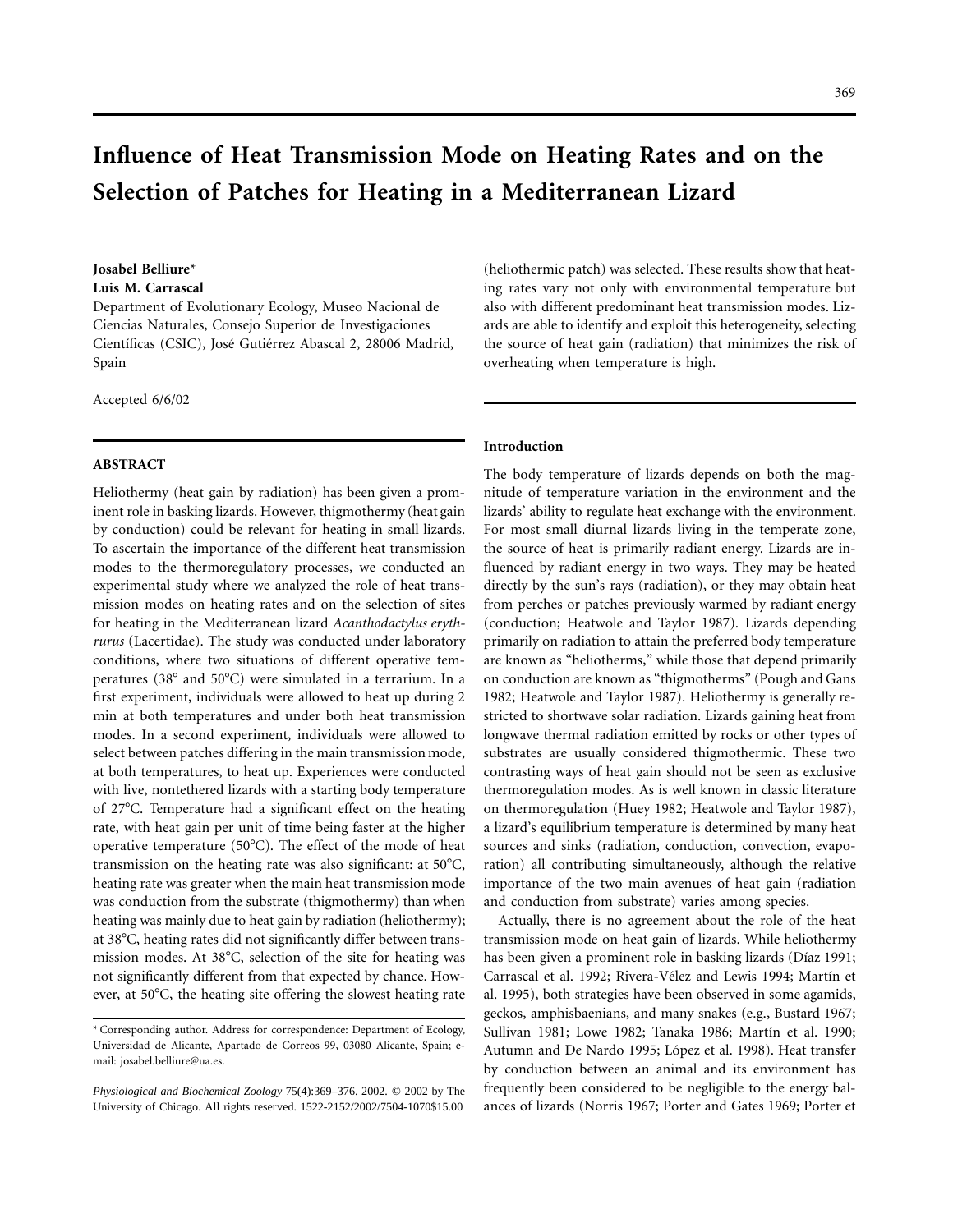# Influence of Heat Transmission Mode on Heating Rates and on the Selection of Patches for Heating in a Mediterranean Lizard

**Josabel Belliure***
**Luis M. Carrascal**

Department of Evolutionary Ecology, Museo Nacional de Ciencias Naturales, Consejo Superior de Investigaciones Científicas (CSIC), José Gutiérrez Abascal 2, 28006 Madrid, Spain

Accepted 6/6/02

## ABSTRACT

Heliothermy (heat gain by radiation) has been given a prominent role in basking lizards. However, thigmothermy (heat gain by conduction) could be relevant for heating in small lizards. To ascertain the importance of the different heat transmission modes to the thermoregulatory processes, we conducted an experimental study where we analyzed the role of heat transmission modes on heating rates and on the selection of sites for heating in the Mediterranean lizard *Acanthodactylus erythrurus* (Lacertidae). The study was conducted under laboratory conditions, where two situations of different operative temperatures (38° and 50°C) were simulated in a terrarium. In a first experiment, individuals were allowed to heat up during 2 min at both temperatures and under both heat transmission modes. In a second experiment, individuals were allowed to select between patches differing in the main transmission mode, at both temperatures, to heat up. Experiences were conducted with live, nontethered lizards with a starting body temperature of 27°C. Temperature had a significant effect on the heating rate, with heat gain per unit of time being faster at the higher operative temperature (50°C). The effect of the mode of heat transmission on the heating rate was also significant: at 50°C, heating rate was greater when the main heat transmission mode was conduction from the substrate (thigmothermy) than when heating was mainly due to heat gain by radiation (heliothermy); at 38°C, heating rates did not significantly differ between transmission modes. At 38°C, selection of the site for heating was not significantly different from that expected by chance. However, at 50°C, the heating site offering the slowest heating rate (heliothermic patch) was selected. These results show that heating rates vary not only with environmental temperature but also with different predominant heat transmission modes. Lizards are able to identify and exploit this heterogeneity, selecting the source of heat gain (radiation) that minimizes the risk of overheating when temperature is high.

* Corresponding author. Address for correspondence: Department of Ecology, Universidad de Alicante, Apartado de Correos 99, 03080 Alicante, Spain; e-mail: josabel.belliure@ua.es.

*Physiological and Biochemical Zoology* 75(4):369–376. 2002. © 2002 by The University of Chicago. All rights reserved. 1522-2152/2002/7504-1070$15.00

## Introduction

The body temperature of lizards depends on both the magnitude of temperature variation in the environment and the lizards' ability to regulate heat exchange with the environment. For most small diurnal lizards living in the temperate zone, the source of heat is primarily radiant energy. Lizards are influenced by radiant energy in two ways. They may be heated directly by the sun's rays (radiation), or they may obtain heat from perches or patches previously warmed by radiant energy (conduction; Heatwole and Taylor 1987). Lizards depending primarily on radiation to attain the preferred body temperature are known as "heliotherms," while those that depend primarily on conduction are known as "thigmotherms" (Pough and Gans 1982; Heatwole and Taylor 1987). Heliothermy is generally restricted to shortwave solar radiation. Lizards gaining heat from longwave thermal radiation emitted by rocks or other types of substrates are usually considered thigmothermic. These two contrasting ways of heat gain should not be seen as exclusive thermoregulation modes. As is well known in classic literature on thermoregulation (Huey 1982; Heatwole and Taylor 1987), a lizard's equilibrium temperature is determined by many heat sources and sinks (radiation, conduction, convection, evaporation) all contributing simultaneously, although the relative importance of the two main avenues of heat gain (radiation and conduction from substrate) varies among species.

Actually, there is no agreement about the role of the heat transmission mode on heat gain of lizards. While heliothermy has been given a prominent role in basking lizards (Díaz 1991; Carrascal et al. 1992; Rivera-Vélez and Lewis 1994; Martín et al. 1995), both strategies have been observed in some agamids, geckos, amphisbaenians, and many snakes (e.g., Bustard 1967; Sullivan 1981; Lowe 1982; Tanaka 1986; Martín et al. 1990; Autumn and De Nardo 1995; López et al. 1998). Heat transfer by conduction between an animal and its environment has frequently been considered to be negligible to the energy balances of lizards (Norris 1967; Porter and Gates 1969; Porter et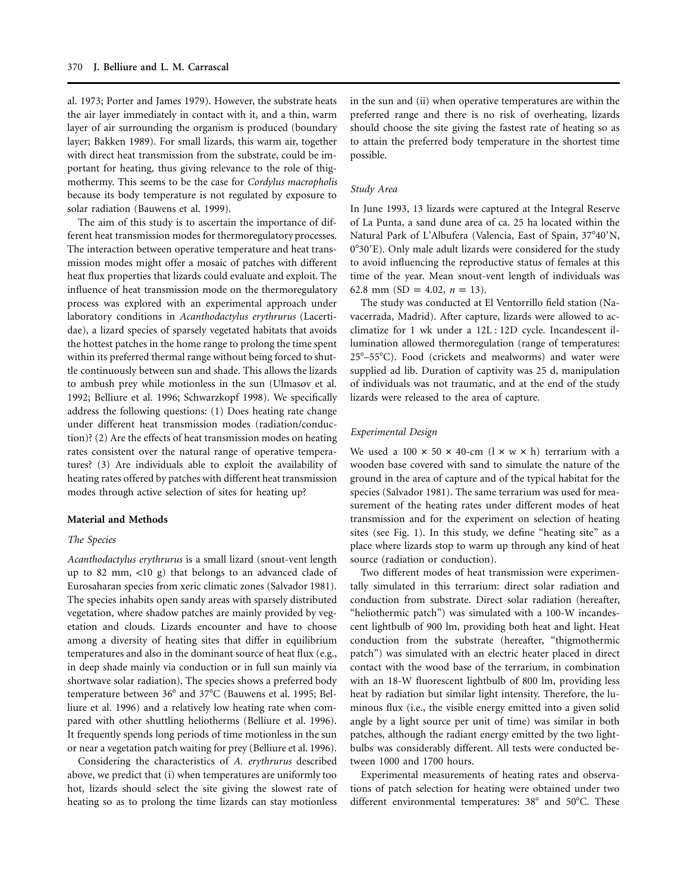al. 1973; Porter and James 1979). However, the substrate heats the air layer immediately in contact with it, and a thin, warm layer of air surrounding the organism is produced (boundary layer; Bakken 1989). For small lizards, this warm air, together with direct heat transmission from the substrate, could be important for heating, thus giving relevance to the role of thigmothermy. This seems to be the case for *Cordylus macropholis* because its body temperature is not regulated by exposure to solar radiation (Bauwens et al. 1999).

The aim of this study is to ascertain the importance of different heat transmission modes for thermoregulatory processes. The interaction between operative temperature and heat transmission modes might offer a mosaic of patches with different heat flux properties that lizards could evaluate and exploit. The influence of heat transmission mode on the thermoregulatory process was explored with an experimental approach under laboratory conditions in *Acanthodactylus erythrurus* (Lacertidae), a lizard species of sparsely vegetated habitats that avoids the hottest patches in the home range to prolong the time spent within its preferred thermal range without being forced to shuttle continuously between sun and shade. This allows the lizards to ambush prey while motionless in the sun (Ulmasov et al. 1992; Belliure et al. 1996; Schwarzkopf 1998). We specifically address the following questions: (1) Does heating rate change under different heat transmission modes (radiation/conduction)? (2) Are the effects of heat transmission modes on heating rates consistent over the natural range of operative temperatures? (3) Are individuals able to exploit the availability of heating rates offered by patches with different heat transmission modes through active selection of sites for heating up?

## Material and Methods

### The Species

*Acanthodactylus erythrurus* is a small lizard (snout-vent length up to 82 mm, <10 g) that belongs to an advanced clade of Eurosaharan species from xeric climatic zones (Salvador 1981). The species inhabits open sandy areas with sparsely distributed vegetation, where shadow patches are mainly provided by vegetation and clouds. Lizards encounter and have to choose among a diversity of heating sites that differ in equilibrium temperatures and also in the dominant source of heat flux (e.g., in deep shade mainly via conduction or in full sun mainly via shortwave solar radiation). The species shows a preferred body temperature between 36° and 37°C (Bauwens et al. 1995; Belliure et al. 1996) and a relatively low heating rate when compared with other shuttling heliotherms (Belliure et al. 1996). It frequently spends long periods of time motionless in the sun or near a vegetation patch waiting for prey (Belliure et al. 1996).

Considering the characteristics of *A. erythrurus* described above, we predict that (i) when temperatures are uniformly too hot, lizards should select the site giving the slowest rate of heating so as to prolong the time lizards can stay motionless in the sun and (ii) when operative temperatures are within the preferred range and there is no risk of overheating, lizards should choose the site giving the fastest rate of heating so as to attain the preferred body temperature in the shortest time possible.

### Study Area

In June 1993, 13 lizards were captured at the Integral Reserve of La Punta, a sand dune area of ca. 25 ha located within the Natural Park of L'Albufera (Valencia, East of Spain, 37°40′N, 0°30′E). Only male adult lizards were considered for the study to avoid influencing the reproductive status of females at this time of the year. Mean snout-vent length of individuals was 62.8 mm (SD = 4.02, $n = 13$).

The study was conducted at El Ventorrillo field station (Navacerrada, Madrid). After capture, lizards were allowed to acclimatize for 1 wk under a 12L : 12D cycle. Incandescent illumination allowed thermoregulation (range of temperatures: 25°–55°C). Food (crickets and mealworms) and water were supplied ad lib. Duration of captivity was 25 d, manipulation of individuals was not traumatic, and at the end of the study lizards were released to the area of capture.

### Experimental Design

We used a 100 × 50 × 40-cm (l × w × h) terrarium with a wooden base covered with sand to simulate the nature of the ground in the area of capture and of the typical habitat for the species (Salvador 1981). The same terrarium was used for measurement of the heating rates under different modes of heat transmission and for the experiment on selection of heating sites (see Fig. 1). In this study, we define "heating site" as a place where lizards stop to warm up through any kind of heat source (radiation or conduction).

Two different modes of heat transmission were experimentally simulated in this terrarium: direct solar radiation and conduction from substrate. Direct solar radiation (hereafter, "heliothermic patch") was simulated with a 100-W incandescent lightbulb of 900 lm, providing both heat and light. Heat conduction from the substrate (hereafter, "thigmothermic patch") was simulated with an electric heater placed in direct contact with the wood base of the terrarium, in combination with an 18-W fluorescent lightbulb of 800 lm, providing less heat by radiation but similar light intensity. Therefore, the luminous flux (i.e., the visible energy emitted into a given solid angle by a light source per unit of time) was similar in both patches, although the radiant energy emitted by the two lightbulbs was considerably different. All tests were conducted between 1000 and 1700 hours.

Experimental measurements of heating rates and observations of patch selection for heating were obtained under two different environmental temperatures: 38° and 50°C. These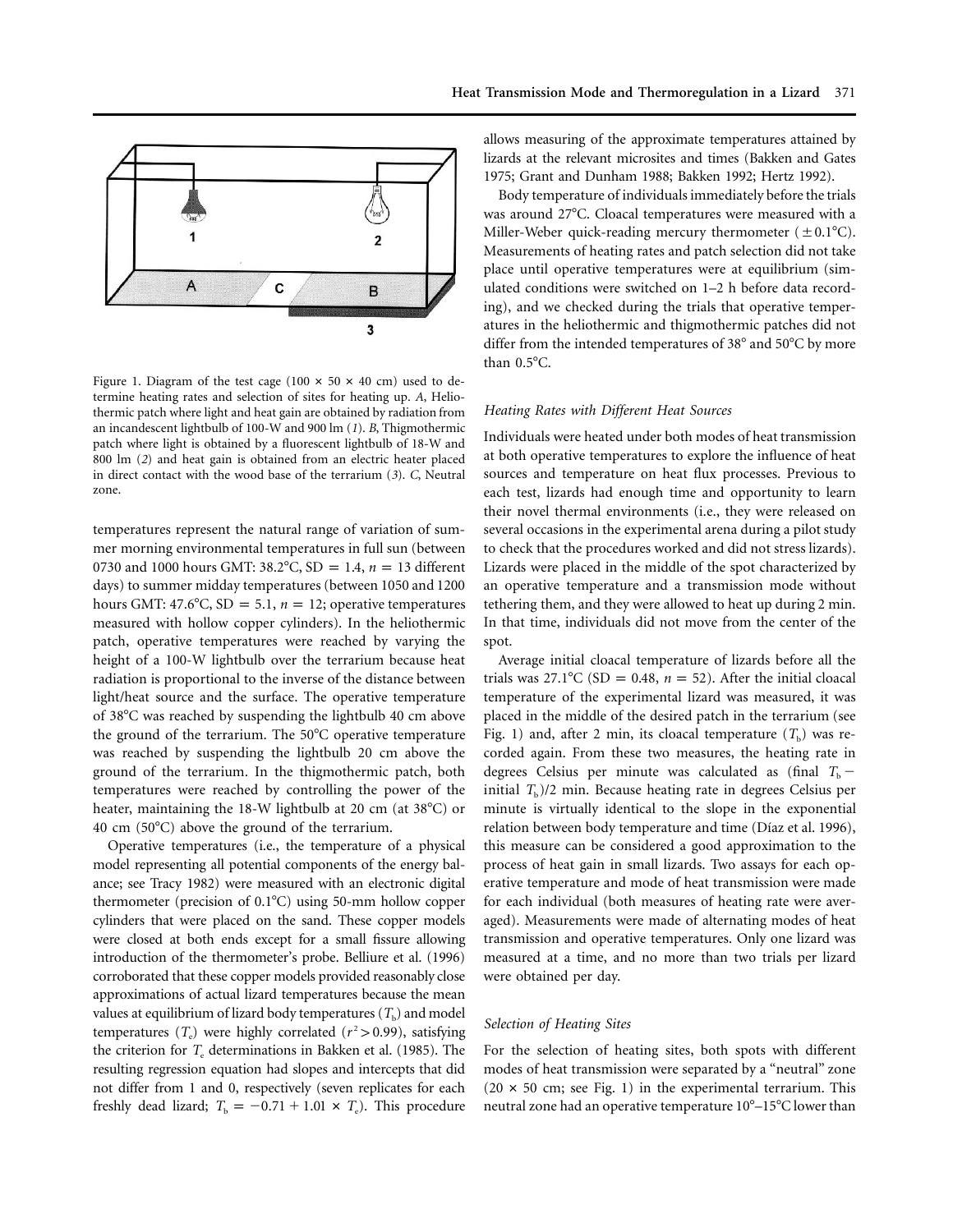Figure 1. Diagram of the test cage (100 × 50 × 40 cm) used to determine heating rates and selection of sites for heating up. *A*, Heliothermic patch where light and heat gain are obtained by radiation from an incandescent lightbulb of 100-W and 900 lm (*1*). *B*, Thigmothermic patch where light is obtained by a fluorescent lightbulb of 18-W and 800 lm (*2*) and heat gain is obtained from an electric heater placed in direct contact with the wood base of the terrarium (*3*). *C*, Neutral zone.

temperatures represent the natural range of variation of summer morning environmental temperatures in full sun (between 0730 and 1000 hours GMT: 38.2°C, SD = 1.4, $n = 13$ different days) to summer midday temperatures (between 1050 and 1200 hours GMT: 47.6°C, SD = 5.1, $n = 12$; operative temperatures measured with hollow copper cylinders). In the heliothermic patch, operative temperatures were reached by varying the height of a 100-W lightbulb over the terrarium because heat radiation is proportional to the inverse of the distance between light/heat source and the surface. The operative temperature of 38°C was reached by suspending the lightbulb 40 cm above the ground of the terrarium. The 50°C operative temperature was reached by suspending the lightbulb 20 cm above the ground of the terrarium. In the thigmothermic patch, both temperatures were reached by controlling the power of the heater, maintaining the 18-W lightbulb at 20 cm (at 38°C) or 40 cm (50°C) above the ground of the terrarium.

Operative temperatures (i.e., the temperature of a physical model representing all potential components of the energy balance; see Tracy 1982) were measured with an electronic digital thermometer (precision of 0.1°C) using 50-mm hollow copper cylinders that were placed on the sand. These copper models were closed at both ends except for a small fissure allowing introduction of the thermometer's probe. Belliure et al. (1996) corroborated that these copper models provided reasonably close approximations of actual lizard temperatures because the mean values at equilibrium of lizard body temperatures ($T_b$) and model temperatures ($T_e$) were highly correlated ($r^2 > 0.99$), satisfying the criterion for $T_e$ determinations in Bakken et al. (1985). The resulting regression equation had slopes and intercepts that did not differ from 1 and 0, respectively (seven replicates for each freshly dead lizard; $T_b = -0.71 + 1.01 \times T_e$). This procedure allows measuring of the approximate temperatures attained by lizards at the relevant microsites and times (Bakken and Gates 1975; Grant and Dunham 1988; Bakken 1992; Hertz 1992).

Body temperature of individuals immediately before the trials was around 27°C. Cloacal temperatures were measured with a Miller-Weber quick-reading mercury thermometer (±0.1°C). Measurements of heating rates and patch selection did not take place until operative temperatures were at equilibrium (simulated conditions were switched on 1–2 h before data recording), and we checked during the trials that operative temperatures in the heliothermic and thigmothermic patches did not differ from the intended temperatures of 38° and 50°C by more than 0.5°C.

### *Heating Rates with Different Heat Sources*

Individuals were heated under both modes of heat transmission at both operative temperatures to explore the influence of heat sources and temperature on heat flux processes. Previous to each test, lizards had enough time and opportunity to learn their novel thermal environments (i.e., they were released on several occasions in the experimental arena during a pilot study to check that the procedures worked and did not stress lizards). Lizards were placed in the middle of the spot characterized by an operative temperature and a transmission mode without tethering them, and they were allowed to heat up during 2 min. In that time, individuals did not move from the center of the spot.

Average initial cloacal temperature of lizards before all the trials was 27.1°C (SD = 0.48, $n = 52$). After the initial cloacal temperature of the experimental lizard was measured, it was placed in the middle of the desired patch in the terrarium (see Fig. 1) and, after 2 min, its cloacal temperature ($T_b$) was recorded again. From these two measures, the heating rate in degrees Celsius per minute was calculated as (final $T_b$ − initial $T_b$)/2 min. Because heating rate in degrees Celsius per minute is virtually identical to the slope in the exponential relation between body temperature and time (Díaz et al. 1996), this measure can be considered a good approximation to the process of heat gain in small lizards. Two assays for each operative temperature and mode of heat transmission were made for each individual (both measures of heating rate were averaged). Measurements were made of alternating modes of heat transmission and operative temperatures. Only one lizard was measured at a time, and no more than two trials per lizard were obtained per day.

### *Selection of Heating Sites*

For the selection of heating sites, both spots with different modes of heat transmission were separated by a "neutral" zone (20 × 50 cm; see Fig. 1) in the experimental terrarium. This neutral zone had an operative temperature 10°–15°C lower than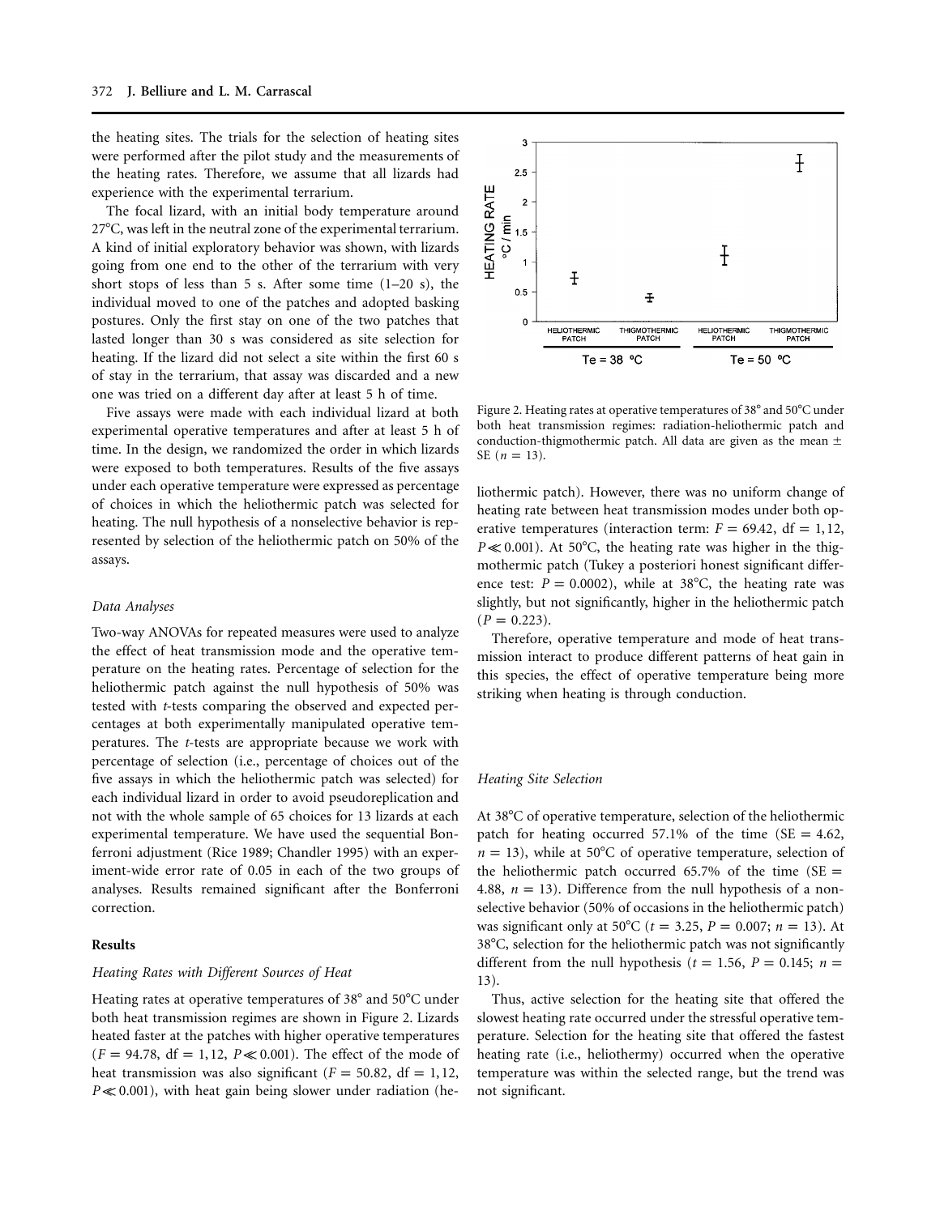the heating sites. The trials for the selection of heating sites were performed after the pilot study and the measurements of the heating rates. Therefore, we assume that all lizards had experience with the experimental terrarium.

The focal lizard, with an initial body temperature around 27°C, was left in the neutral zone of the experimental terrarium. A kind of initial exploratory behavior was shown, with lizards going from one end to the other of the terrarium with very short stops of less than 5 s. After some time (1–20 s), the individual moved to one of the patches and adopted basking postures. Only the first stay on one of the two patches that lasted longer than 30 s was considered as site selection for heating. If the lizard did not select a site within the first 60 s of stay in the terrarium, that assay was discarded and a new one was tried on a different day after at least 5 h of time.

Five assays were made with each individual lizard at both experimental operative temperatures and after at least 5 h of time. In the design, we randomized the order in which lizards were exposed to both temperatures. Results of the five assays under each operative temperature were expressed as percentage of choices in which the heliothermic patch was selected for heating. The null hypothesis of a nonselective behavior is represented by selection of the heliothermic patch on 50% of the assays.

### *Data Analyses*

Two-way ANOVAs for repeated measures were used to analyze the effect of heat transmission mode and the operative temperature on the heating rates. Percentage of selection for the heliothermic patch against the null hypothesis of 50% was tested with *t*-tests comparing the observed and expected percentages at both experimentally manipulated operative temperatures. The *t*-tests are appropriate because we work with percentage of selection (i.e., percentage of choices out of the five assays in which the heliothermic patch was selected) for each individual lizard in order to avoid pseudoreplication and not with the whole sample of 65 choices for 13 lizards at each experimental temperature. We have used the sequential Bonferroni adjustment (Rice 1989; Chandler 1995) with an experiment-wide error rate of 0.05 in each of the two groups of analyses. Results remained significant after the Bonferroni correction.

## Results

### *Heating Rates with Different Sources of Heat*

Heating rates at operative temperatures of 38° and 50°C under both heat transmission regimes are shown in Figure 2. Lizards heated faster at the patches with higher operative temperatures ($F = 94.78$, df $= 1, 12$, $P \ll 0.001$). The effect of the mode of heat transmission was also significant ($F = 50.82$, df $= 1, 12$, $P \ll 0.001$), with heat gain being slower under radiation (heliothermic patch). However, there was no uniform change of heating rate between heat transmission modes under both operative temperatures (interaction term: $F = 69.42$, df $= 1, 12$, $P \ll 0.001$). At 50°C, the heating rate was higher in the thigmothermic patch (Tukey a posteriori honest significant difference test: $P = 0.0002$), while at 38°C, the heating rate was slightly, but not significantly, higher in the heliothermic patch ($P = 0.223$).

Figure 2. Heating rates at operative temperatures of 38° and 50°C under both heat transmission regimes: radiation-heliothermic patch and conduction-thigmothermic patch. All data are given as the mean ± SE ($n = 13$).

Therefore, operative temperature and mode of heat transmission interact to produce different patterns of heat gain in this species, the effect of operative temperature being more striking when heating is through conduction.

### *Heating Site Selection*

At 38°C of operative temperature, selection of the heliothermic patch for heating occurred 57.1% of the time (SE = 4.62, $n = 13$), while at 50°C of operative temperature, selection of the heliothermic patch occurred 65.7% of the time (SE = 4.88, $n = 13$). Difference from the null hypothesis of a nonselective behavior (50% of occasions in the heliothermic patch) was significant only at 50°C ($t = 3.25$, $P = 0.007$; $n = 13$). At 38°C, selection for the heliothermic patch was not significantly different from the null hypothesis ($t = 1.56$, $P = 0.145$; $n = 13$).

Thus, active selection for the heating site that offered the slowest heating rate occurred under the stressful operative temperature. Selection for the heating site that offered the fastest heating rate (i.e., heliothermy) occurred when the operative temperature was within the selected range, but the trend was not significant.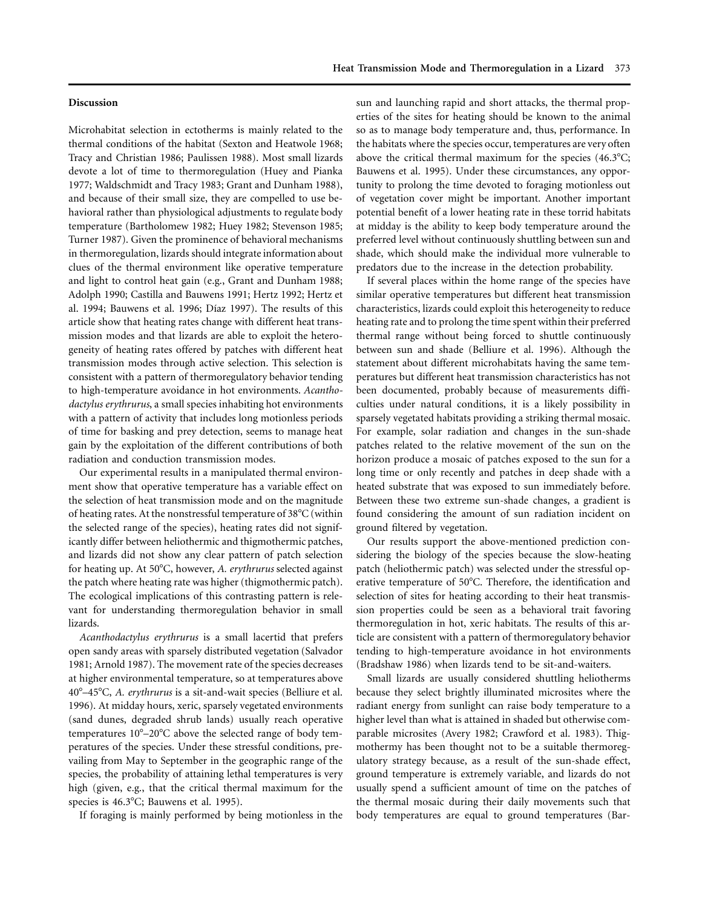## Discussion

Microhabitat selection in ectotherms is mainly related to the thermal conditions of the habitat (Sexton and Heatwole 1968; Tracy and Christian 1986; Paulissen 1988). Most small lizards devote a lot of time to thermoregulation (Huey and Pianka 1977; Waldschmidt and Tracy 1983; Grant and Dunham 1988), and because of their small size, they are compelled to use behavioral rather than physiological adjustments to regulate body temperature (Bartholomew 1982; Huey 1982; Stevenson 1985; Turner 1987). Given the prominence of behavioral mechanisms in thermoregulation, lizards should integrate information about clues of the thermal environment like operative temperature and light to control heat gain (e.g., Grant and Dunham 1988; Adolph 1990; Castilla and Bauwens 1991; Hertz 1992; Hertz et al. 1994; Bauwens et al. 1996; Díaz 1997). The results of this article show that heating rates change with different heat transmission modes and that lizards are able to exploit the heterogeneity of heating rates offered by patches with different heat transmission modes through active selection. This selection is consistent with a pattern of thermoregulatory behavior tending to high-temperature avoidance in hot environments. *Acanthodactylus erythrurus*, a small species inhabiting hot environments with a pattern of activity that includes long motionless periods of time for basking and prey detection, seems to manage heat gain by the exploitation of the different contributions of both radiation and conduction transmission modes.

Our experimental results in a manipulated thermal environment show that operative temperature has a variable effect on the selection of heat transmission mode and on the magnitude of heating rates. At the nonstressful temperature of 38°C (within the selected range of the species), heating rates did not significantly differ between heliothermic and thigmothermic patches, and lizards did not show any clear pattern of patch selection for heating up. At 50°C, however, *A. erythrurus* selected against the patch where heating rate was higher (thigmothermic patch). The ecological implications of this contrasting pattern is relevant for understanding thermoregulation behavior in small lizards.

*Acanthodactylus erythrurus* is a small lacertid that prefers open sandy areas with sparsely distributed vegetation (Salvador 1981; Arnold 1987). The movement rate of the species decreases at higher environmental temperature, so at temperatures above 40°–45°C, *A. erythrurus* is a sit-and-wait species (Belliure et al. 1996). At midday hours, xeric, sparsely vegetated environments (sand dunes, degraded shrub lands) usually reach operative temperatures 10°–20°C above the selected range of body temperatures of the species. Under these stressful conditions, prevailing from May to September in the geographic range of the species, the probability of attaining lethal temperatures is very high (given, e.g., that the critical thermal maximum for the species is 46.3°C; Bauwens et al. 1995).

If foraging is mainly performed by being motionless in the sun and launching rapid and short attacks, the thermal properties of the sites for heating should be known to the animal so as to manage body temperature and, thus, performance. In the habitats where the species occur, temperatures are very often above the critical thermal maximum for the species (46.3°C; Bauwens et al. 1995). Under these circumstances, any opportunity to prolong the time devoted to foraging motionless out of vegetation cover might be important. Another important potential benefit of a lower heating rate in these torrid habitats at midday is the ability to keep body temperature around the preferred level without continuously shuttling between sun and shade, which should make the individual more vulnerable to predators due to the increase in the detection probability.

If several places within the home range of the species have similar operative temperatures but different heat transmission characteristics, lizards could exploit this heterogeneity to reduce heating rate and to prolong the time spent within their preferred thermal range without being forced to shuttle continuously between sun and shade (Belliure et al. 1996). Although the statement about different microhabitats having the same temperatures but different heat transmission characteristics has not been documented, probably because of measurements difficulties under natural conditions, it is a likely possibility in sparsely vegetated habitats providing a striking thermal mosaic. For example, solar radiation and changes in the sun-shade patches related to the relative movement of the sun on the horizon produce a mosaic of patches exposed to the sun for a long time or only recently and patches in deep shade with a heated substrate that was exposed to sun immediately before. Between these two extreme sun-shade changes, a gradient is found considering the amount of sun radiation incident on ground filtered by vegetation.

Our results support the above-mentioned prediction considering the biology of the species because the slow-heating patch (heliothermic patch) was selected under the stressful operative temperature of 50°C. Therefore, the identification and selection of sites for heating according to their heat transmission properties could be seen as a behavioral trait favoring thermoregulation in hot, xeric habitats. The results of this article are consistent with a pattern of thermoregulatory behavior tending to high-temperature avoidance in hot environments (Bradshaw 1986) when lizards tend to be sit-and-waiters.

Small lizards are usually considered shuttling heliotherms because they select brightly illuminated microsites where the radiant energy from sunlight can raise body temperature to a higher level than what is attained in shaded but otherwise comparable microsites (Avery 1982; Crawford et al. 1983). Thigmothermy has been thought not to be a suitable thermoregulatory strategy because, as a result of the sun-shade effect, ground temperature is extremely variable, and lizards do not usually spend a sufficient amount of time on the patches of the thermal mosaic during their daily movements such that body temperatures are equal to ground temperatures (Bar-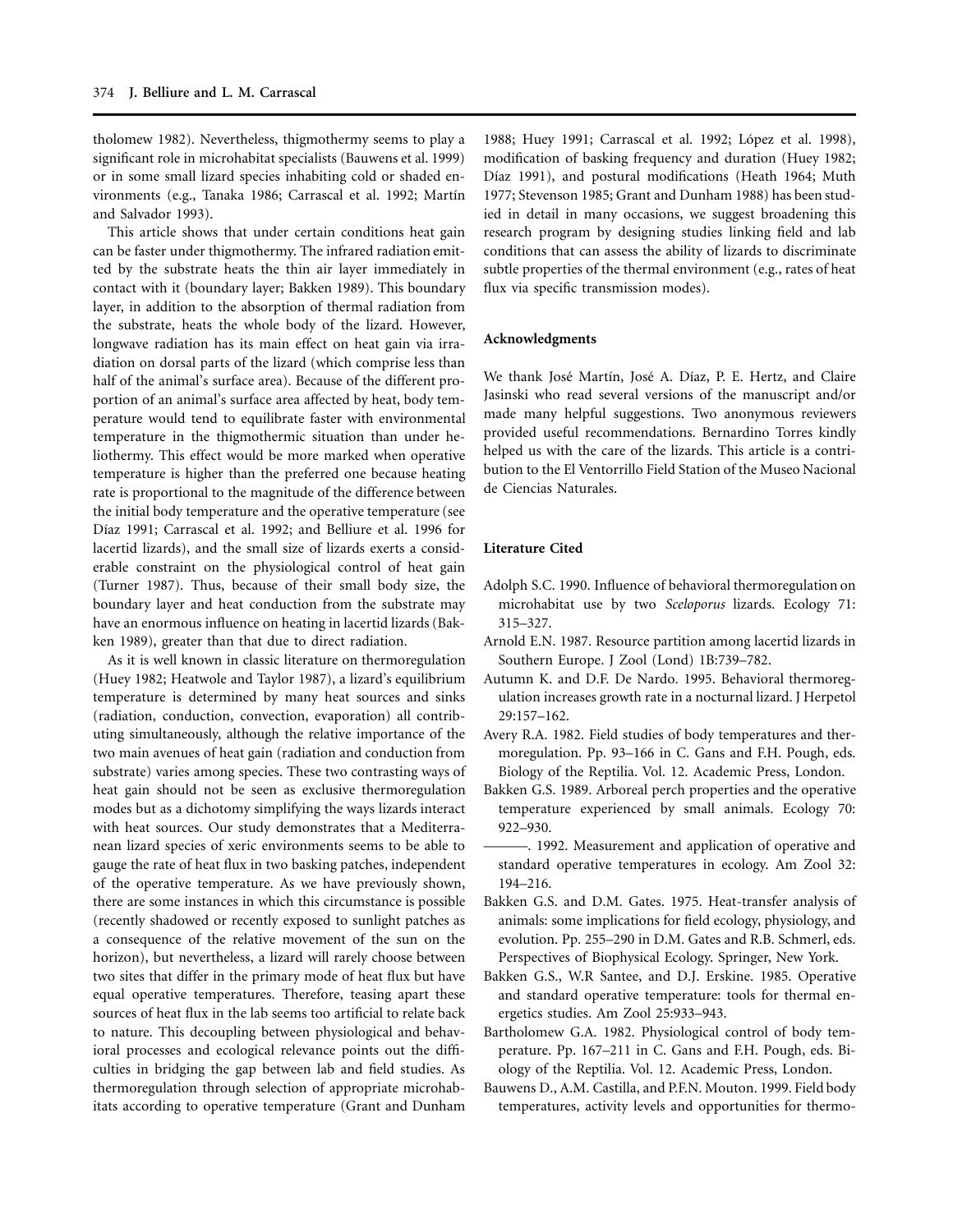tholomew 1982). Nevertheless, thigmothermy seems to play a significant role in microhabitat specialists (Bauwens et al. 1999) or in some small lizard species inhabiting cold or shaded environments (e.g., Tanaka 1986; Carrascal et al. 1992; Martín and Salvador 1993).

This article shows that under certain conditions heat gain can be faster under thigmothermy. The infrared radiation emitted by the substrate heats the thin air layer immediately in contact with it (boundary layer; Bakken 1989). This boundary layer, in addition to the absorption of thermal radiation from the substrate, heats the whole body of the lizard. However, longwave radiation has its main effect on heat gain via irradiation on dorsal parts of the lizard (which comprise less than half of the animal's surface area). Because of the different proportion of an animal's surface area affected by heat, body temperature would tend to equilibrate faster with environmental temperature in the thigmothermic situation than under heliothermy. This effect would be more marked when operative temperature is higher than the preferred one because heating rate is proportional to the magnitude of the difference between the initial body temperature and the operative temperature (see Díaz 1991; Carrascal et al. 1992; and Belliure et al. 1996 for lacertid lizards), and the small size of lizards exerts a considerable constraint on the physiological control of heat gain (Turner 1987). Thus, because of their small body size, the boundary layer and heat conduction from the substrate may have an enormous influence on heating in lacertid lizards (Bakken 1989), greater than that due to direct radiation.

As it is well known in classic literature on thermoregulation (Huey 1982; Heatwole and Taylor 1987), a lizard's equilibrium temperature is determined by many heat sources and sinks (radiation, conduction, convection, evaporation) all contributing simultaneously, although the relative importance of the two main avenues of heat gain (radiation and conduction from substrate) varies among species. These two contrasting ways of heat gain should not be seen as exclusive thermoregulation modes but as a dichotomy simplifying the ways lizards interact with heat sources. Our study demonstrates that a Mediterranean lizard species of xeric environments seems to be able to gauge the rate of heat flux in two basking patches, independent of the operative temperature. As we have previously shown, there are some instances in which this circumstance is possible (recently shadowed or recently exposed to sunlight patches as a consequence of the relative movement of the sun on the horizon), but nevertheless, a lizard will rarely choose between two sites that differ in the primary mode of heat flux but have equal operative temperatures. Therefore, teasing apart these sources of heat flux in the lab seems too artificial to relate back to nature. This decoupling between physiological and behavioral processes and ecological relevance points out the difficulties in bridging the gap between lab and field studies. As thermoregulation through selection of appropriate microhabitats according to operative temperature (Grant and Dunham 1988; Huey 1991; Carrascal et al. 1992; López et al. 1998), modification of basking frequency and duration (Huey 1982; Díaz 1991), and postural modifications (Heath 1964; Muth 1977; Stevenson 1985; Grant and Dunham 1988) has been studied in detail in many occasions, we suggest broadening this research program by designing studies linking field and lab conditions that can assess the ability of lizards to discriminate subtle properties of the thermal environment (e.g., rates of heat flux via specific transmission modes).

### Acknowledgments

We thank José Martín, José A. Díaz, P. E. Hertz, and Claire Jasinski who read several versions of the manuscript and/or made many helpful suggestions. Two anonymous reviewers provided useful recommendations. Bernardino Torres kindly helped us with the care of the lizards. This article is a contribution to the El Ventorrillo Field Station of the Museo Nacional de Ciencias Naturales.

### Literature Cited

Adolph S.C. 1990. Influence of behavioral thermoregulation on microhabitat use by two *Sceloporus* lizards. Ecology 71: 315–327.

Arnold E.N. 1987. Resource partition among lacertid lizards in Southern Europe. J Zool (Lond) 1B:739–782.

Autumn K. and D.F. De Nardo. 1995. Behavioral thermoregulation increases growth rate in a nocturnal lizard. J Herpetol 29:157–162.

Avery R.A. 1982. Field studies of body temperatures and thermoregulation. Pp. 93–166 in C. Gans and F.H. Pough, eds. Biology of the Reptilia. Vol. 12. Academic Press, London.

Bakken G.S. 1989. Arboreal perch properties and the operative temperature experienced by small animals. Ecology 70: 922–930.

———. 1992. Measurement and application of operative and standard operative temperatures in ecology. Am Zool 32: 194–216.

Bakken G.S. and D.M. Gates. 1975. Heat-transfer analysis of animals: some implications for field ecology, physiology, and evolution. Pp. 255–290 in D.M. Gates and R.B. Schmerl, eds. Perspectives of Biophysical Ecology. Springer, New York.

Bakken G.S., W.R Santee, and D.J. Erskine. 1985. Operative and standard operative temperature: tools for thermal energetics studies. Am Zool 25:933–943.

Bartholomew G.A. 1982. Physiological control of body temperature. Pp. 167–211 in C. Gans and F.H. Pough, eds. Biology of the Reptilia. Vol. 12. Academic Press, London.

Bauwens D., A.M. Castilla, and P.F.N. Mouton. 1999. Field body temperatures, activity levels and opportunities for thermo-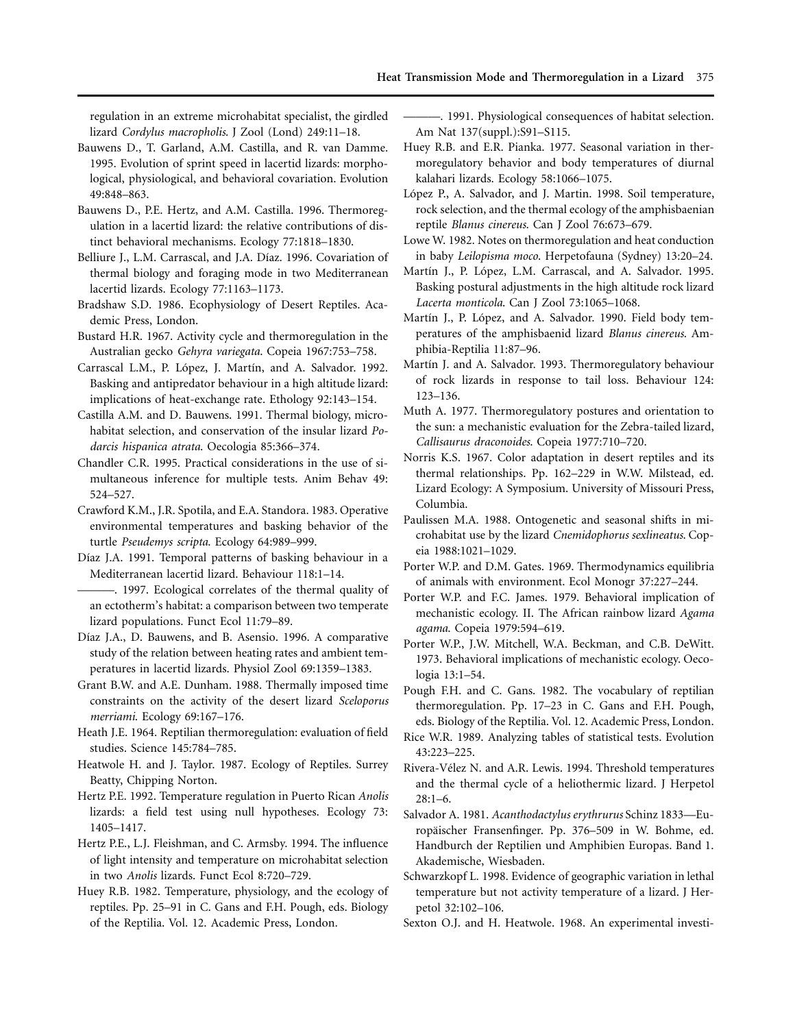regulation in an extreme microhabitat specialist, the girdled lizard *Cordylus macropholis*. J Zool (Lond) 249:11–18.

Bauwens D., T. Garland, A.M. Castilla, and R. van Damme. 1995. Evolution of sprint speed in lacertid lizards: morphological, physiological, and behavioral covariation. Evolution 49:848–863.

Bauwens D., P.E. Hertz, and A.M. Castilla. 1996. Thermoregulation in a lacertid lizard: the relative contributions of distinct behavioral mechanisms. Ecology 77:1818–1830.

Belliure J., L.M. Carrascal, and J.A. Díaz. 1996. Covariation of thermal biology and foraging mode in two Mediterranean lacertid lizards. Ecology 77:1163–1173.

Bradshaw S.D. 1986. Ecophysiology of Desert Reptiles. Academic Press, London.

Bustard H.R. 1967. Activity cycle and thermoregulation in the Australian gecko *Gehyra variegata*. Copeia 1967:753–758.

Carrascal L.M., P. López, J. Martín, and A. Salvador. 1992. Basking and antipredator behaviour in a high altitude lizard: implications of heat-exchange rate. Ethology 92:143–154.

Castilla A.M. and D. Bauwens. 1991. Thermal biology, microhabitat selection, and conservation of the insular lizard *Podarcis hispanica atrata*. Oecologia 85:366–374.

Chandler C.R. 1995. Practical considerations in the use of simultaneous inference for multiple tests. Anim Behav 49: 524–527.

Crawford K.M., J.R. Spotila, and E.A. Standora. 1983. Operative environmental temperatures and basking behavior of the turtle *Pseudemys scripta*. Ecology 64:989–999.

Díaz J.A. 1991. Temporal patterns of basking behaviour in a Mediterranean lacertid lizard. Behaviour 118:1–14.

———. 1997. Ecological correlates of the thermal quality of an ectotherm's habitat: a comparison between two temperate lizard populations. Funct Ecol 11:79–89.

Díaz J.A., D. Bauwens, and B. Asensio. 1996. A comparative study of the relation between heating rates and ambient temperatures in lacertid lizards. Physiol Zool 69:1359–1383.

Grant B.W. and A.E. Dunham. 1988. Thermally imposed time constraints on the activity of the desert lizard *Sceloporus merriami*. Ecology 69:167–176.

Heath J.E. 1964. Reptilian thermoregulation: evaluation of field studies. Science 145:784–785.

Heatwole H. and J. Taylor. 1987. Ecology of Reptiles. Surrey Beatty, Chipping Norton.

Hertz P.E. 1992. Temperature regulation in Puerto Rican *Anolis* lizards: a field test using null hypotheses. Ecology 73: 1405–1417.

Hertz P.E., L.J. Fleishman, and C. Armsby. 1994. The influence of light intensity and temperature on microhabitat selection in two *Anolis* lizards. Funct Ecol 8:720–729.

Huey R.B. 1982. Temperature, physiology, and the ecology of reptiles. Pp. 25–91 in C. Gans and F.H. Pough, eds. Biology of the Reptilia. Vol. 12. Academic Press, London.

———. 1991. Physiological consequences of habitat selection. Am Nat 137(suppl.):S91–S115.

Huey R.B. and E.R. Pianka. 1977. Seasonal variation in thermoregulatory behavior and body temperatures of diurnal kalahari lizards. Ecology 58:1066–1075.

López P., A. Salvador, and J. Martin. 1998. Soil temperature, rock selection, and the thermal ecology of the amphisbaenian reptile *Blanus cinereus*. Can J Zool 76:673–679.

Lowe W. 1982. Notes on thermoregulation and heat conduction in baby *Leilopisma moco*. Herpetofauna (Sydney) 13:20–24.

Martín J., P. López, L.M. Carrascal, and A. Salvador. 1995. Basking postural adjustments in the high altitude rock lizard *Lacerta monticola*. Can J Zool 73:1065–1068.

Martín J., P. López, and A. Salvador. 1990. Field body temperatures of the amphisbaenid lizard *Blanus cinereus*. Amphibia-Reptilia 11:87–96.

Martín J. and A. Salvador. 1993. Thermoregulatory behaviour of rock lizards in response to tail loss. Behaviour 124: 123–136.

Muth A. 1977. Thermoregulatory postures and orientation to the sun: a mechanistic evaluation for the Zebra-tailed lizard, *Callisaurus draconoides*. Copeia 1977:710–720.

Norris K.S. 1967. Color adaptation in desert reptiles and its thermal relationships. Pp. 162–229 in W.W. Milstead, ed. Lizard Ecology: A Symposium. University of Missouri Press, Columbia.

Paulissen M.A. 1988. Ontogenetic and seasonal shifts in microhabitat use by the lizard *Cnemidophorus sexlineatus*. Copeia 1988:1021–1029.

Porter W.P. and D.M. Gates. 1969. Thermodynamics equilibria of animals with environment. Ecol Monogr 37:227–244.

Porter W.P. and F.C. James. 1979. Behavioral implication of mechanistic ecology. II. The African rainbow lizard *Agama agama*. Copeia 1979:594–619.

Porter W.P., J.W. Mitchell, W.A. Beckman, and C.B. DeWitt. 1973. Behavioral implications of mechanistic ecology. Oecologia 13:1–54.

Pough F.H. and C. Gans. 1982. The vocabulary of reptilian thermoregulation. Pp. 17–23 in C. Gans and F.H. Pough, eds. Biology of the Reptilia. Vol. 12. Academic Press, London.

Rice W.R. 1989. Analyzing tables of statistical tests. Evolution 43:223–225.

Rivera-Vélez N. and A.R. Lewis. 1994. Threshold temperatures and the thermal cycle of a heliothermic lizard. J Herpetol 28:1–6.

Salvador A. 1981. *Acanthodactylus erythrurus* Schinz 1833—Europäischer Fransenfinger. Pp. 376–509 in W. Bohme, ed. Handburch der Reptilien und Amphibien Europas. Band 1. Akademische, Wiesbaden.

Schwarzkopf L. 1998. Evidence of geographic variation in lethal temperature but not activity temperature of a lizard. J Herpetol 32:102–106.

Sexton O.J. and H. Heatwole. 1968. An experimental investi-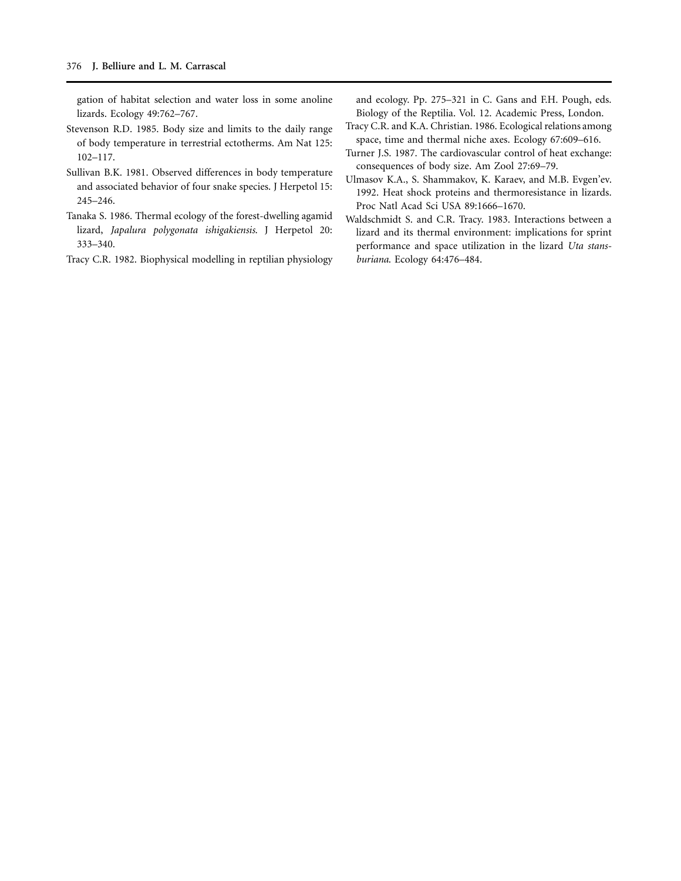gation of habitat selection and water loss in some anoline lizards. Ecology 49:762–767.

Stevenson R.D. 1985. Body size and limits to the daily range of body temperature in terrestrial ectotherms. Am Nat 125: 102–117.

Sullivan B.K. 1981. Observed differences in body temperature and associated behavior of four snake species. J Herpetol 15: 245–246.

Tanaka S. 1986. Thermal ecology of the forest-dwelling agamid lizard, *Japalura polygonata ishigakiensis*. J Herpetol 20: 333–340.

Tracy C.R. 1982. Biophysical modelling in reptilian physiology and ecology. Pp. 275–321 in C. Gans and F.H. Pough, eds. Biology of the Reptilia. Vol. 12. Academic Press, London.

Tracy C.R. and K.A. Christian. 1986. Ecological relations among space, time and thermal niche axes. Ecology 67:609–616.

Turner J.S. 1987. The cardiovascular control of heat exchange: consequences of body size. Am Zool 27:69–79.

Ulmasov K.A., S. Shammakov, K. Karaev, and M.B. Evgen'ev. 1992. Heat shock proteins and thermoresistance in lizards. Proc Natl Acad Sci USA 89:1666–1670.

Waldschmidt S. and C.R. Tracy. 1983. Interactions between a lizard and its thermal environment: implications for sprint performance and space utilization in the lizard *Uta stansburiana*. Ecology 64:476–484.